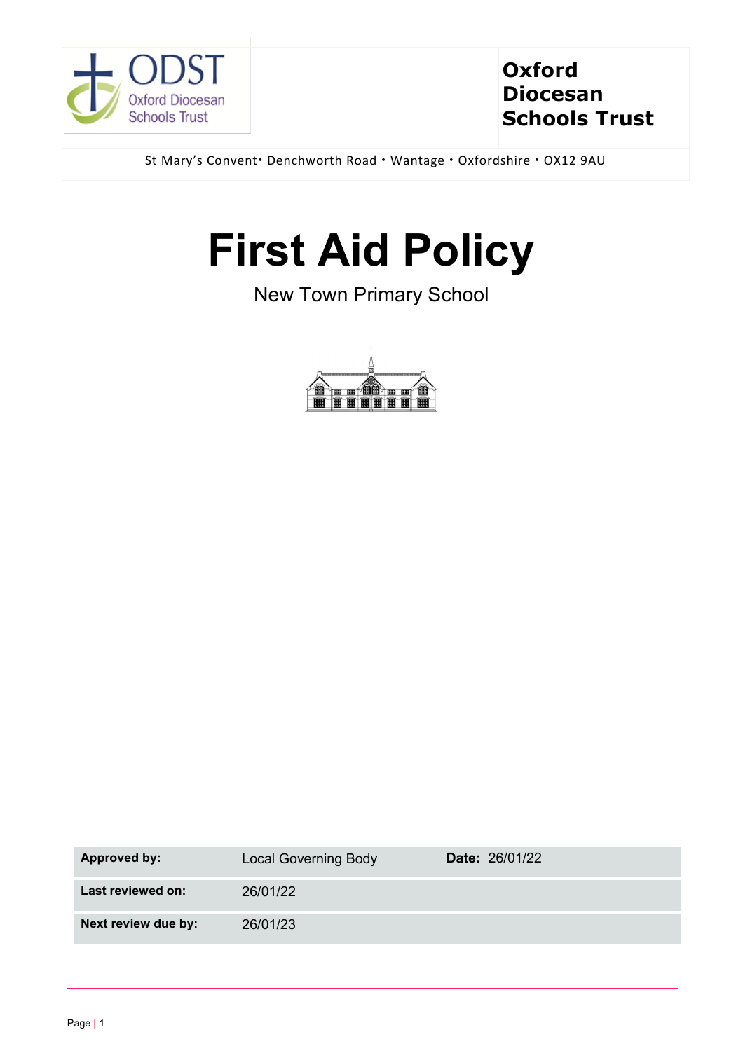ODST Oxford Diocesan Schools Trust

**Oxford Diocesan Schools Trust**

St Mary's Convent• Denchworth Road • Wantage • Oxfordshire • OX12 9AU

# First Aid Policy

New Town Primary School

| **Approved by:** | Local Governing Body | **Date:** 26/01/22 |
|---|---|---|
| **Last reviewed on:** | 26/01/22 | |
| **Next review due by:** | 26/01/23 | |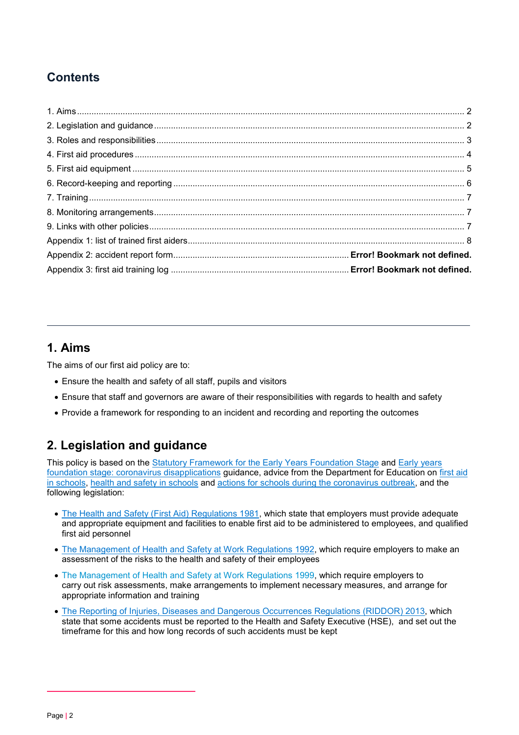## Contents

1. Aims ..... 2
2. Legislation and guidance ..... 2
3. Roles and responsibilities ..... 3
4. First aid procedures ..... 4
5. First aid equipment ..... 5
6. Record-keeping and reporting ..... 6
7. Training ..... 7
8. Monitoring arrangements ..... 7
9. Links with other policies ..... 7

Appendix 1: list of trained first aiders ..... 8
Appendix 2: accident report form ..... **Error! Bookmark not defined.**
Appendix 3: first aid training log ..... **Error! Bookmark not defined.**

---

## 1. Aims

The aims of our first aid policy are to:

- Ensure the health and safety of all staff, pupils and visitors
- Ensure that staff and governors are aware of their responsibilities with regards to health and safety
- Provide a framework for responding to an incident and recording and reporting the outcomes

## 2. Legislation and guidance

This policy is based on the Statutory Framework for the Early Years Foundation Stage and Early years foundation stage: coronavirus disapplications guidance, advice from the Department for Education on first aid in schools, health and safety in schools and actions for schools during the coronavirus outbreak, and the following legislation:

- The Health and Safety (First Aid) Regulations 1981, which state that employers must provide adequate and appropriate equipment and facilities to enable first aid to be administered to employees, and qualified first aid personnel
- The Management of Health and Safety at Work Regulations 1992, which require employers to make an assessment of the risks to the health and safety of their employees
- The Management of Health and Safety at Work Regulations 1999, which require employers to carry out risk assessments, make arrangements to implement necessary measures, and arrange for appropriate information and training
- The Reporting of Injuries, Diseases and Dangerous Occurrences Regulations (RIDDOR) 2013, which state that some accidents must be reported to the Health and Safety Executive (HSE), and set out the timeframe for this and how long records of such accidents must be kept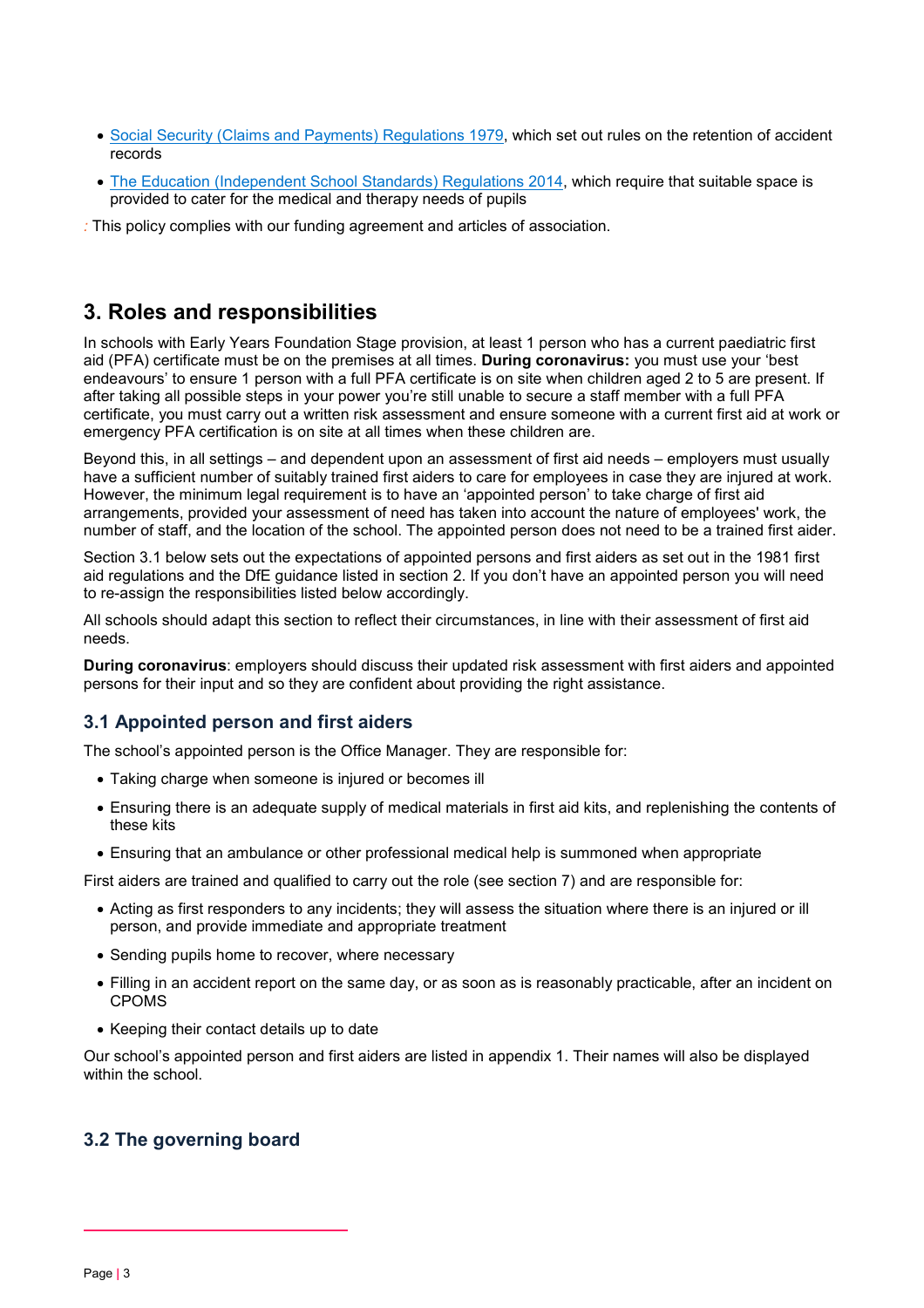- Social Security (Claims and Payments) Regulations 1979, which set out rules on the retention of accident records
- The Education (Independent School Standards) Regulations 2014, which require that suitable space is provided to cater for the medical and therapy needs of pupils

This policy complies with our funding agreement and articles of association.

## 3. Roles and responsibilities

In schools with Early Years Foundation Stage provision, at least 1 person who has a current paediatric first aid (PFA) certificate must be on the premises at all times. **During coronavirus:** you must use your 'best endeavours' to ensure 1 person with a full PFA certificate is on site when children aged 2 to 5 are present. If after taking all possible steps in your power you're still unable to secure a staff member with a full PFA certificate, you must carry out a written risk assessment and ensure someone with a current first aid at work or emergency PFA certification is on site at all times when these children are.

Beyond this, in all settings – and dependent upon an assessment of first aid needs – employers must usually have a sufficient number of suitably trained first aiders to care for employees in case they are injured at work. However, the minimum legal requirement is to have an 'appointed person' to take charge of first aid arrangements, provided your assessment of need has taken into account the nature of employees' work, the number of staff, and the location of the school. The appointed person does not need to be a trained first aider.

Section 3.1 below sets out the expectations of appointed persons and first aiders as set out in the 1981 first aid regulations and the DfE guidance listed in section 2. If you don't have an appointed person you will need to re-assign the responsibilities listed below accordingly.

All schools should adapt this section to reflect their circumstances, in line with their assessment of first aid needs.

**During coronavirus**: employers should discuss their updated risk assessment with first aiders and appointed persons for their input and so they are confident about providing the right assistance.

### 3.1 Appointed person and first aiders

The school's appointed person is the Office Manager. They are responsible for:

- Taking charge when someone is injured or becomes ill
- Ensuring there is an adequate supply of medical materials in first aid kits, and replenishing the contents of these kits
- Ensuring that an ambulance or other professional medical help is summoned when appropriate

First aiders are trained and qualified to carry out the role (see section 7) and are responsible for:

- Acting as first responders to any incidents; they will assess the situation where there is an injured or ill person, and provide immediate and appropriate treatment
- Sending pupils home to recover, where necessary
- Filling in an accident report on the same day, or as soon as is reasonably practicable, after an incident on CPOMS
- Keeping their contact details up to date

Our school's appointed person and first aiders are listed in appendix 1. Their names will also be displayed within the school.

### 3.2 The governing board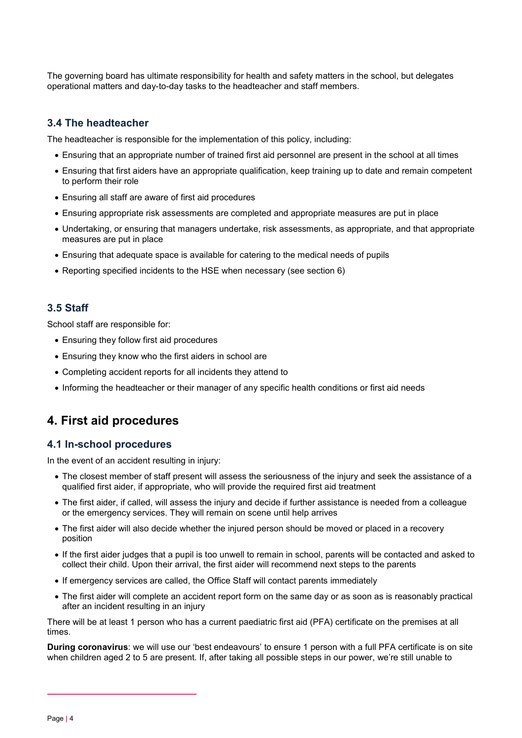The governing board has ultimate responsibility for health and safety matters in the school, but delegates operational matters and day-to-day tasks to the headteacher and staff members.

### 3.4 The headteacher

The headteacher is responsible for the implementation of this policy, including:

- Ensuring that an appropriate number of trained first aid personnel are present in the school at all times
- Ensuring that first aiders have an appropriate qualification, keep training up to date and remain competent to perform their role
- Ensuring all staff are aware of first aid procedures
- Ensuring appropriate risk assessments are completed and appropriate measures are put in place
- Undertaking, or ensuring that managers undertake, risk assessments, as appropriate, and that appropriate measures are put in place
- Ensuring that adequate space is available for catering to the medical needs of pupils
- Reporting specified incidents to the HSE when necessary (see section 6)

### 3.5 Staff

School staff are responsible for:

- Ensuring they follow first aid procedures
- Ensuring they know who the first aiders in school are
- Completing accident reports for all incidents they attend to
- Informing the headteacher or their manager of any specific health conditions or first aid needs

## 4. First aid procedures

### 4.1 In-school procedures

In the event of an accident resulting in injury:

- The closest member of staff present will assess the seriousness of the injury and seek the assistance of a qualified first aider, if appropriate, who will provide the required first aid treatment
- The first aider, if called, will assess the injury and decide if further assistance is needed from a colleague or the emergency services. They will remain on scene until help arrives
- The first aider will also decide whether the injured person should be moved or placed in a recovery position
- If the first aider judges that a pupil is too unwell to remain in school, parents will be contacted and asked to collect their child. Upon their arrival, the first aider will recommend next steps to the parents
- If emergency services are called, the Office Staff will contact parents immediately
- The first aider will complete an accident report form on the same day or as soon as is reasonably practical after an incident resulting in an injury

There will be at least 1 person who has a current paediatric first aid (PFA) certificate on the premises at all times.

**During coronavirus**: we will use our 'best endeavours' to ensure 1 person with a full PFA certificate is on site when children aged 2 to 5 are present. If, after taking all possible steps in our power, we're still unable to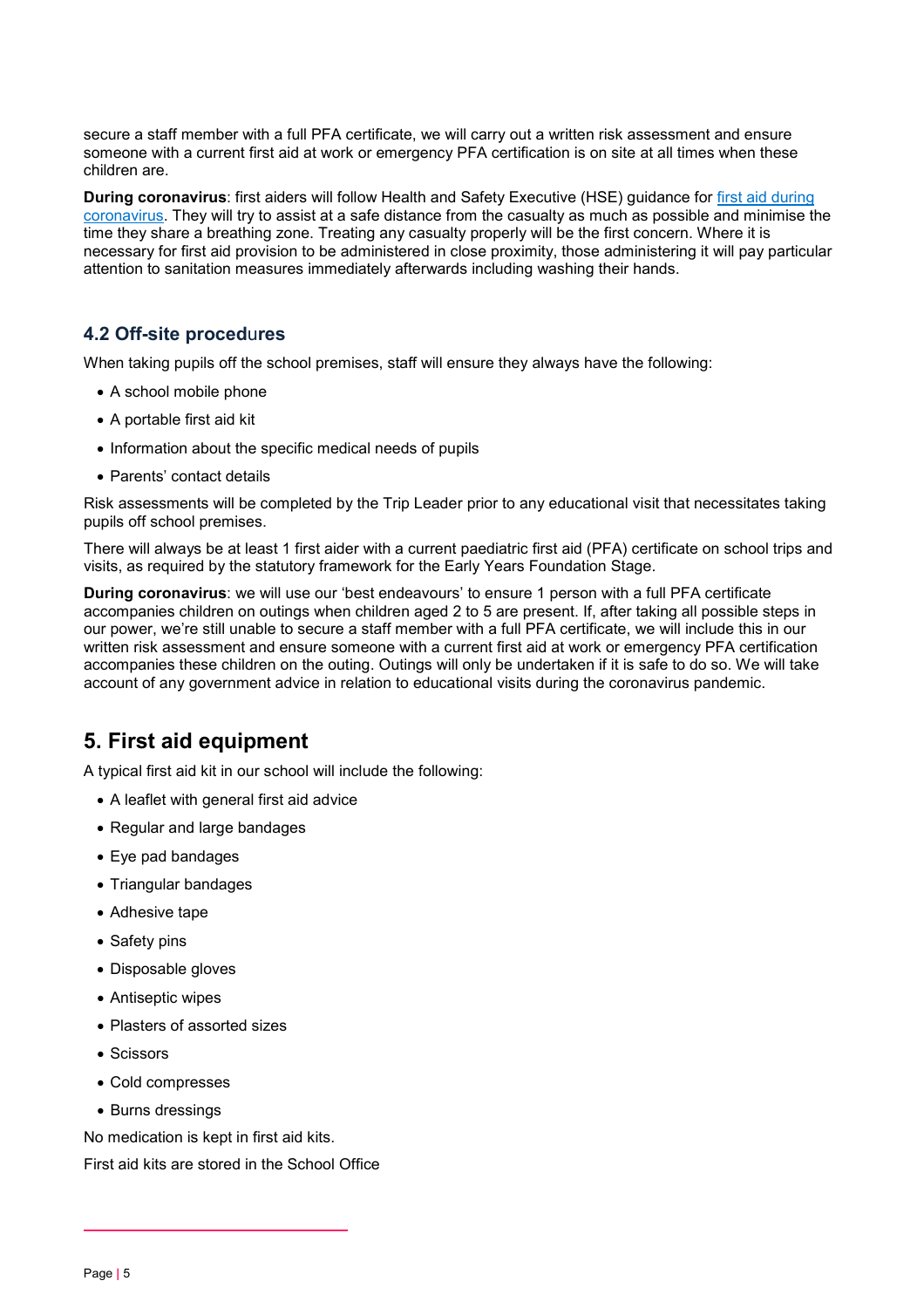secure a staff member with a full PFA certificate, we will carry out a written risk assessment and ensure someone with a current first aid at work or emergency PFA certification is on site at all times when these children are.

**During coronavirus**: first aiders will follow Health and Safety Executive (HSE) guidance for [first aid during coronavirus](). They will try to assist at a safe distance from the casualty as much as possible and minimise the time they share a breathing zone. Treating any casualty properly will be the first concern. Where it is necessary for first aid provision to be administered in close proximity, those administering it will pay particular attention to sanitation measures immediately afterwards including washing their hands.

### 4.2 Off-site procedures

When taking pupils off the school premises, staff will ensure they always have the following:

- A school mobile phone
- A portable first aid kit
- Information about the specific medical needs of pupils
- Parents' contact details

Risk assessments will be completed by the Trip Leader prior to any educational visit that necessitates taking pupils off school premises.

There will always be at least 1 first aider with a current paediatric first aid (PFA) certificate on school trips and visits, as required by the statutory framework for the Early Years Foundation Stage.

**During coronavirus**: we will use our 'best endeavours' to ensure 1 person with a full PFA certificate accompanies children on outings when children aged 2 to 5 are present. If, after taking all possible steps in our power, we're still unable to secure a staff member with a full PFA certificate, we will include this in our written risk assessment and ensure someone with a current first aid at work or emergency PFA certification accompanies these children on the outing. Outings will only be undertaken if it is safe to do so. We will take account of any government advice in relation to educational visits during the coronavirus pandemic.

## 5. First aid equipment

A typical first aid kit in our school will include the following:

- A leaflet with general first aid advice
- Regular and large bandages
- Eye pad bandages
- Triangular bandages
- Adhesive tape
- Safety pins
- Disposable gloves
- Antiseptic wipes
- Plasters of assorted sizes
- Scissors
- Cold compresses
- Burns dressings

No medication is kept in first aid kits.

First aid kits are stored in the School Office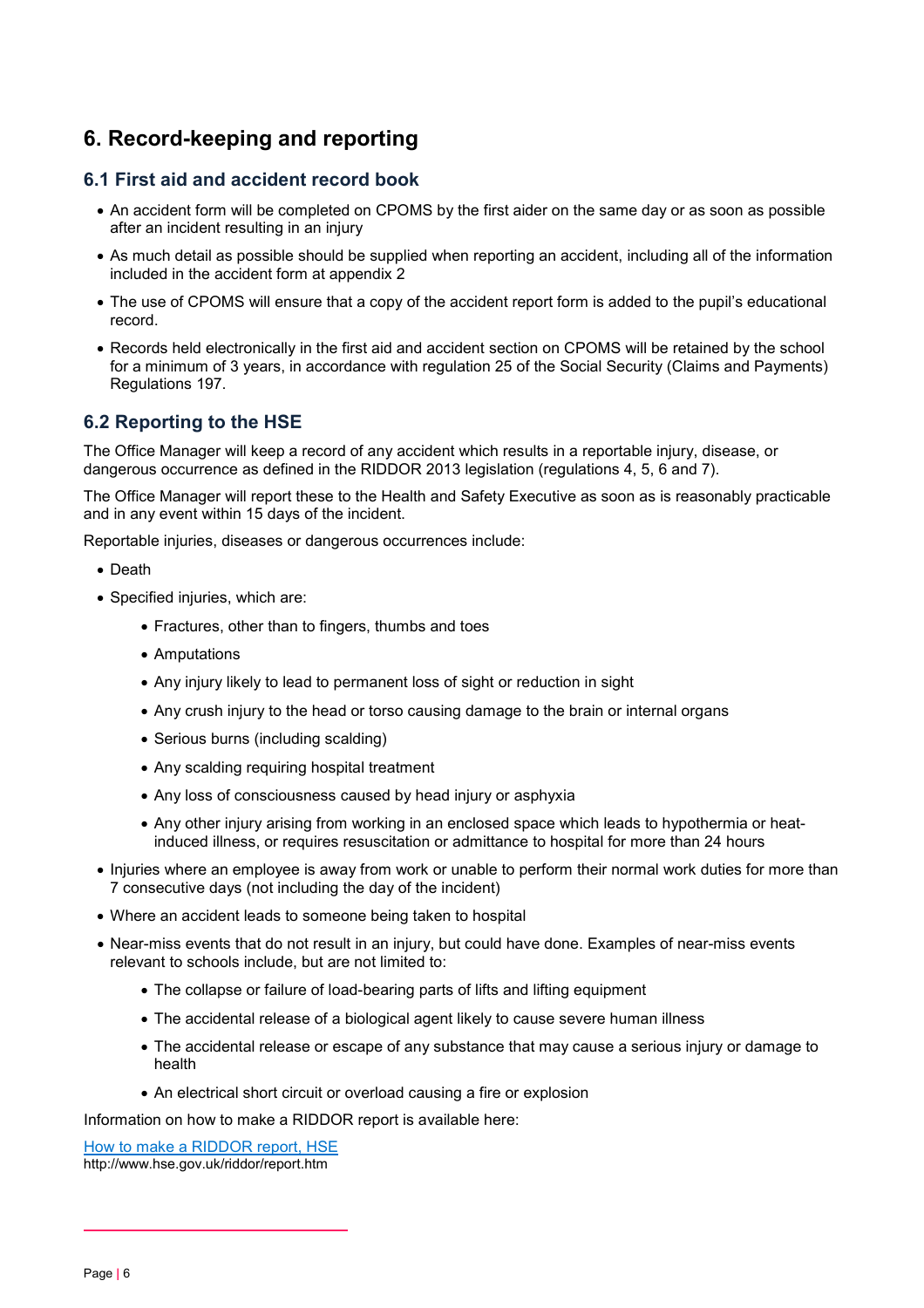## 6. Record-keeping and reporting

### 6.1 First aid and accident record book

- An accident form will be completed on CPOMS by the first aider on the same day or as soon as possible after an incident resulting in an injury
- As much detail as possible should be supplied when reporting an accident, including all of the information included in the accident form at appendix 2
- The use of CPOMS will ensure that a copy of the accident report form is added to the pupil's educational record.
- Records held electronically in the first aid and accident section on CPOMS will be retained by the school for a minimum of 3 years, in accordance with regulation 25 of the Social Security (Claims and Payments) Regulations 197.

### 6.2 Reporting to the HSE

The Office Manager will keep a record of any accident which results in a reportable injury, disease, or dangerous occurrence as defined in the RIDDOR 2013 legislation (regulations 4, 5, 6 and 7).

The Office Manager will report these to the Health and Safety Executive as soon as is reasonably practicable and in any event within 15 days of the incident.

Reportable injuries, diseases or dangerous occurrences include:

- Death
- Specified injuries, which are:
  - Fractures, other than to fingers, thumbs and toes
  - Amputations
  - Any injury likely to lead to permanent loss of sight or reduction in sight
  - Any crush injury to the head or torso causing damage to the brain or internal organs
  - Serious burns (including scalding)
  - Any scalding requiring hospital treatment
  - Any loss of consciousness caused by head injury or asphyxia
  - Any other injury arising from working in an enclosed space which leads to hypothermia or heat-induced illness, or requires resuscitation or admittance to hospital for more than 24 hours
- Injuries where an employee is away from work or unable to perform their normal work duties for more than 7 consecutive days (not including the day of the incident)
- Where an accident leads to someone being taken to hospital
- Near-miss events that do not result in an injury, but could have done. Examples of near-miss events relevant to schools include, but are not limited to:
  - The collapse or failure of load-bearing parts of lifts and lifting equipment
  - The accidental release of a biological agent likely to cause severe human illness
  - The accidental release or escape of any substance that may cause a serious injury or damage to health
  - An electrical short circuit or overload causing a fire or explosion

Information on how to make a RIDDOR report is available here:

[How to make a RIDDOR report, HSE](http://www.hse.gov.uk/riddor/report.htm)
http://www.hse.gov.uk/riddor/report.htm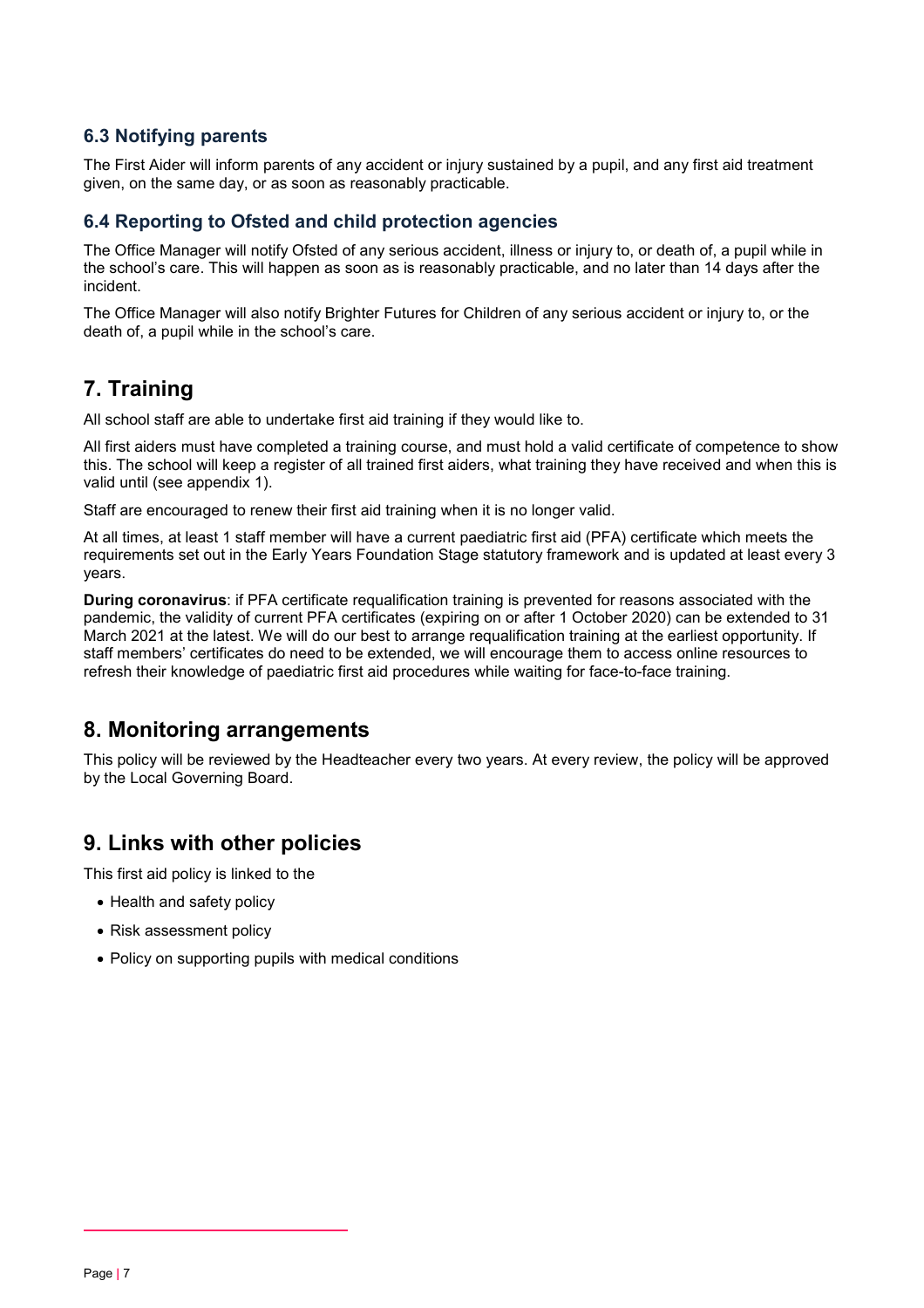### 6.3 Notifying parents

The First Aider will inform parents of any accident or injury sustained by a pupil, and any first aid treatment given, on the same day, or as soon as reasonably practicable.

### 6.4 Reporting to Ofsted and child protection agencies

The Office Manager will notify Ofsted of any serious accident, illness or injury to, or death of, a pupil while in the school's care. This will happen as soon as is reasonably practicable, and no later than 14 days after the incident.

The Office Manager will also notify Brighter Futures for Children of any serious accident or injury to, or the death of, a pupil while in the school's care.

## 7. Training

All school staff are able to undertake first aid training if they would like to.

All first aiders must have completed a training course, and must hold a valid certificate of competence to show this. The school will keep a register of all trained first aiders, what training they have received and when this is valid until (see appendix 1).

Staff are encouraged to renew their first aid training when it is no longer valid.

At all times, at least 1 staff member will have a current paediatric first aid (PFA) certificate which meets the requirements set out in the Early Years Foundation Stage statutory framework and is updated at least every 3 years.

**During coronavirus**: if PFA certificate requalification training is prevented for reasons associated with the pandemic, the validity of current PFA certificates (expiring on or after 1 October 2020) can be extended to 31 March 2021 at the latest. We will do our best to arrange requalification training at the earliest opportunity. If staff members' certificates do need to be extended, we will encourage them to access online resources to refresh their knowledge of paediatric first aid procedures while waiting for face-to-face training.

## 8. Monitoring arrangements

This policy will be reviewed by the Headteacher every two years. At every review, the policy will be approved by the Local Governing Board.

## 9. Links with other policies

This first aid policy is linked to the

- Health and safety policy
- Risk assessment policy
- Policy on supporting pupils with medical conditions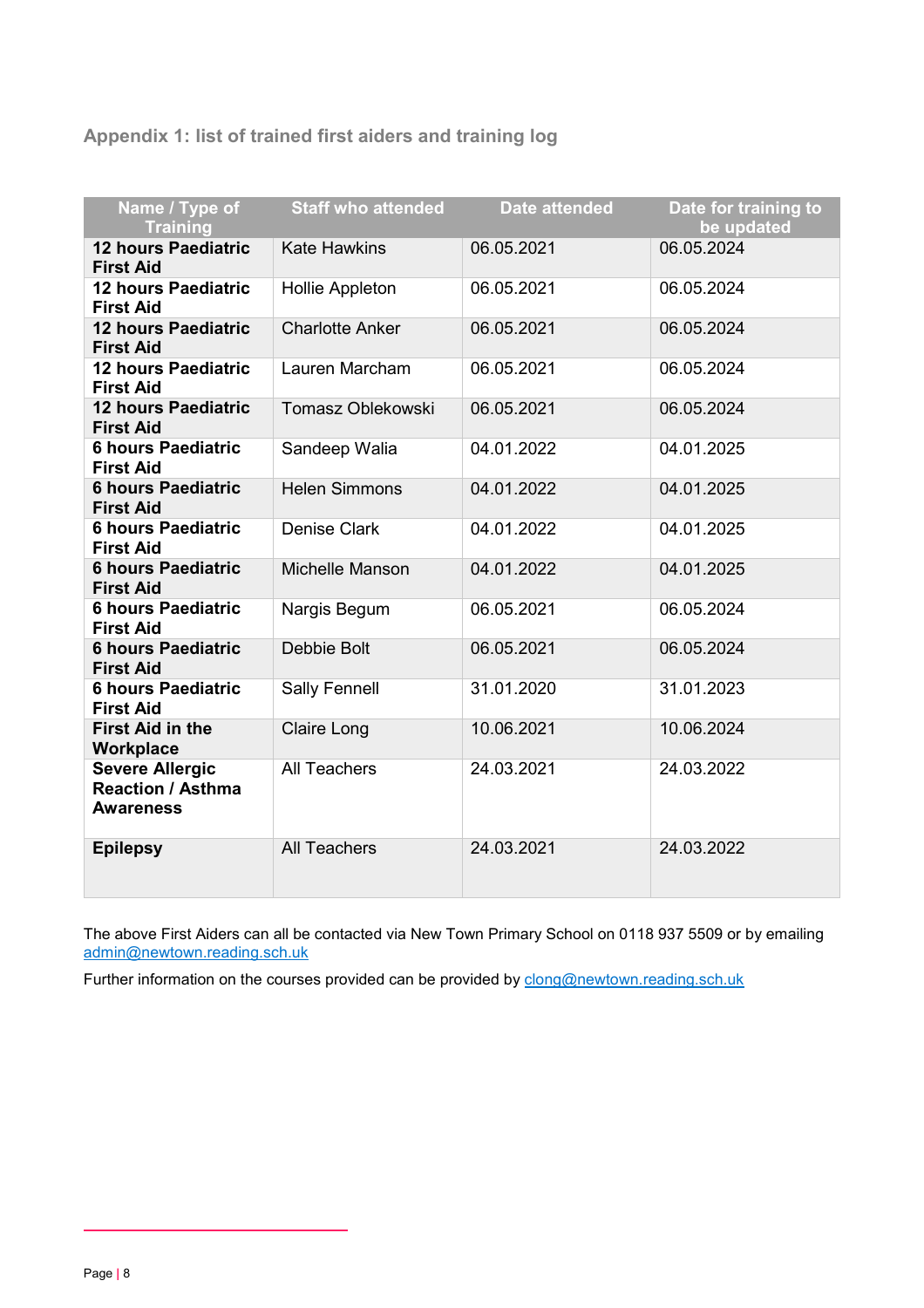## Appendix 1: list of trained first aiders and training log

| Name / Type of Training | Staff who attended | Date attended | Date for training to be updated |
|---|---|---|---|
| **12 hours Paediatric First Aid** | Kate Hawkins | 06.05.2021 | 06.05.2024 |
| **12 hours Paediatric First Aid** | Hollie Appleton | 06.05.2021 | 06.05.2024 |
| **12 hours Paediatric First Aid** | Charlotte Anker | 06.05.2021 | 06.05.2024 |
| **12 hours Paediatric First Aid** | Lauren Marcham | 06.05.2021 | 06.05.2024 |
| **12 hours Paediatric First Aid** | Tomasz Oblekowski | 06.05.2021 | 06.05.2024 |
| **6 hours Paediatric First Aid** | Sandeep Walia | 04.01.2022 | 04.01.2025 |
| **6 hours Paediatric First Aid** | Helen Simmons | 04.01.2022 | 04.01.2025 |
| **6 hours Paediatric First Aid** | Denise Clark | 04.01.2022 | 04.01.2025 |
| **6 hours Paediatric First Aid** | Michelle Manson | 04.01.2022 | 04.01.2025 |
| **6 hours Paediatric First Aid** | Nargis Begum | 06.05.2021 | 06.05.2024 |
| **6 hours Paediatric First Aid** | Debbie Bolt | 06.05.2021 | 06.05.2024 |
| **6 hours Paediatric First Aid** | Sally Fennell | 31.01.2020 | 31.01.2023 |
| **First Aid in the Workplace** | Claire Long | 10.06.2021 | 10.06.2024 |
| **Severe Allergic Reaction / Asthma Awareness** | All Teachers | 24.03.2021 | 24.03.2022 |
| **Epilepsy** | All Teachers | 24.03.2021 | 24.03.2022 |

The above First Aiders can all be contacted via New Town Primary School on 0118 937 5509 or by emailing admin@newtown.reading.sch.uk

Further information on the courses provided can be provided by clong@newtown.reading.sch.uk